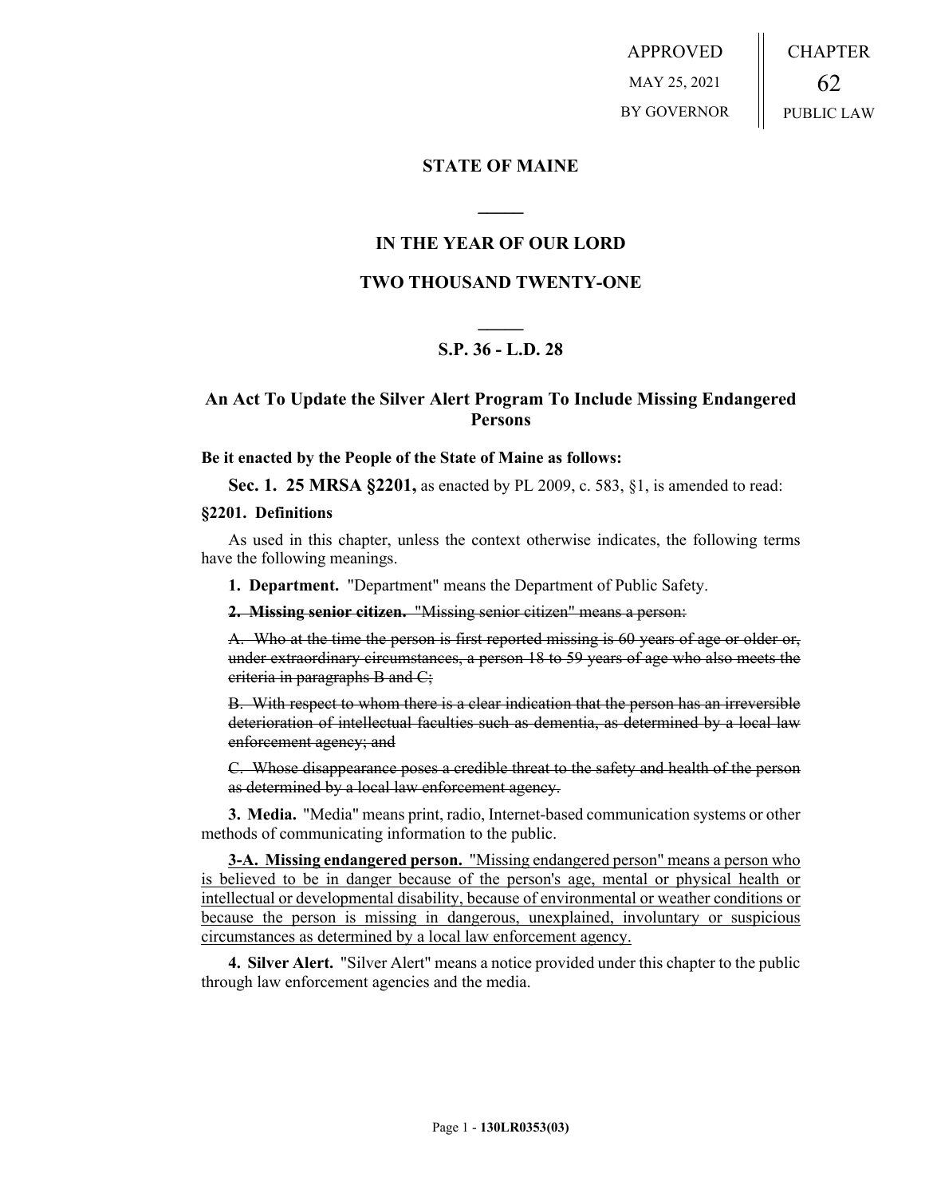APPROVED
MAY 25, 2021
BY GOVERNOR

CHAPTER
62
PUBLIC LAW

## STATE OF MAINE

## IN THE YEAR OF OUR LORD

## TWO THOUSAND TWENTY-ONE

## S.P. 36 - L.D. 28

## An Act To Update the Silver Alert Program To Include Missing Endangered Persons

**Be it enacted by the People of the State of Maine as follows:**

**Sec. 1. 25 MRSA §2201,** as enacted by PL 2009, c. 583, §1, is amended to read:

**§2201. Definitions**

As used in this chapter, unless the context otherwise indicates, the following terms have the following meanings.

**1. Department.** "Department" means the Department of Public Safety.

~~**2. Missing senior citizen.** "Missing senior citizen" means a person:~~

~~A. Who at the time the person is first reported missing is 60 years of age or older or, under extraordinary circumstances, a person 18 to 59 years of age who also meets the criteria in paragraphs B and C;~~

~~B. With respect to whom there is a clear indication that the person has an irreversible deterioration of intellectual faculties such as dementia, as determined by a local law enforcement agency; and~~

~~C. Whose disappearance poses a credible threat to the safety and health of the person as determined by a local law enforcement agency.~~

**3. Media.** "Media" means print, radio, Internet-based communication systems or other methods of communicating information to the public.

<u>**3-A. Missing endangered person.** "Missing endangered person" means a person who is believed to be in danger because of the person's age, mental or physical health or intellectual or developmental disability, because of environmental or weather conditions or because the person is missing in dangerous, unexplained, involuntary or suspicious circumstances as determined by a local law enforcement agency.</u>

**4. Silver Alert.** "Silver Alert" means a notice provided under this chapter to the public through law enforcement agencies and the media.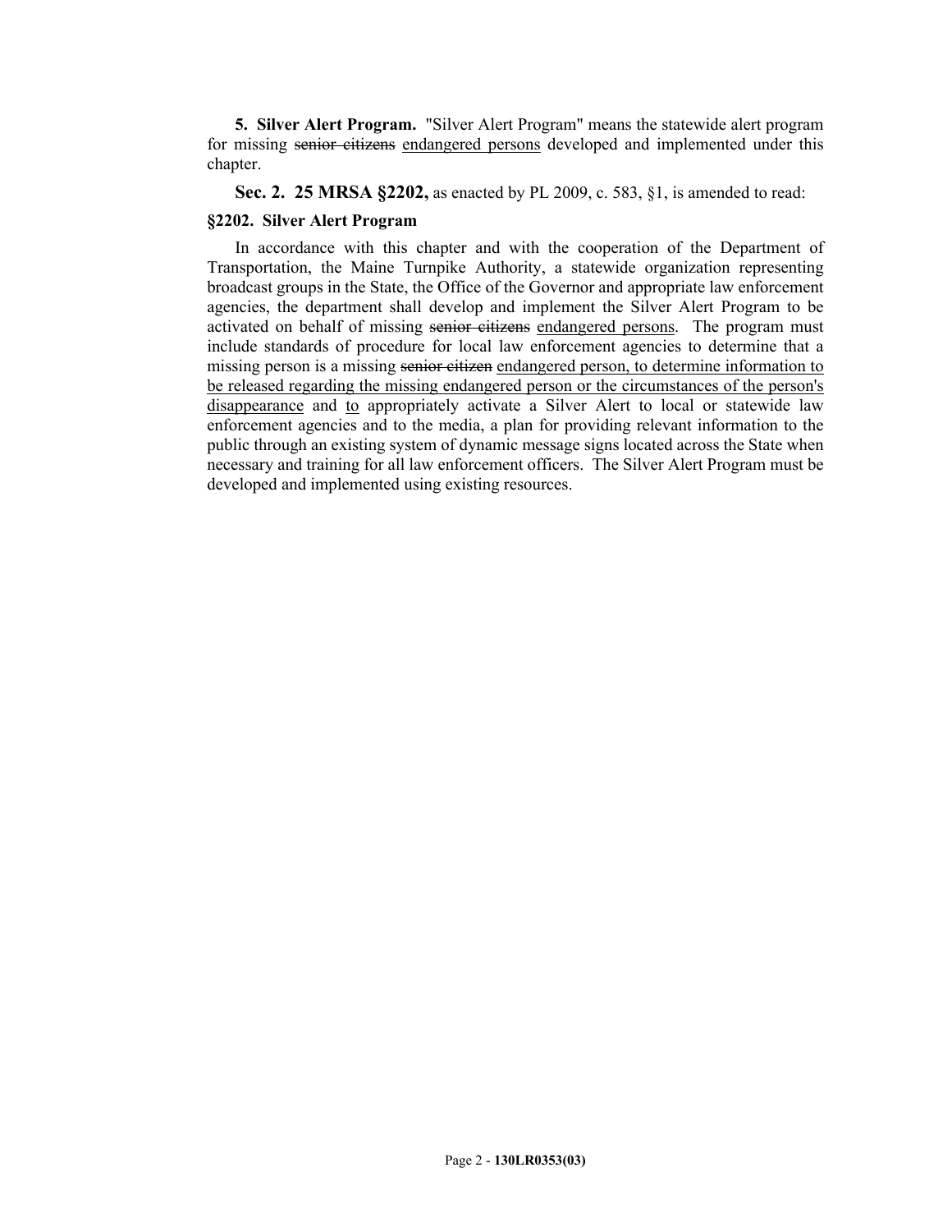**5. Silver Alert Program.** "Silver Alert Program" means the statewide alert program for missing ~~senior citizens~~ <u>endangered persons</u> developed and implemented under this chapter.

**Sec. 2. 25 MRSA §2202,** as enacted by PL 2009, c. 583, §1, is amended to read:

**§2202. Silver Alert Program**

In accordance with this chapter and with the cooperation of the Department of Transportation, the Maine Turnpike Authority, a statewide organization representing broadcast groups in the State, the Office of the Governor and appropriate law enforcement agencies, the department shall develop and implement the Silver Alert Program to be activated on behalf of missing ~~senior citizens~~ <u>endangered persons</u>. The program must include standards of procedure for local law enforcement agencies to determine that a missing person is a missing ~~senior citizen~~ <u>endangered person, to determine information to be released regarding the missing endangered person or the circumstances of the person's disappearance</u> and <u>to</u> appropriately activate a Silver Alert to local or statewide law enforcement agencies and to the media, a plan for providing relevant information to the public through an existing system of dynamic message signs located across the State when necessary and training for all law enforcement officers. The Silver Alert Program must be developed and implemented using existing resources.